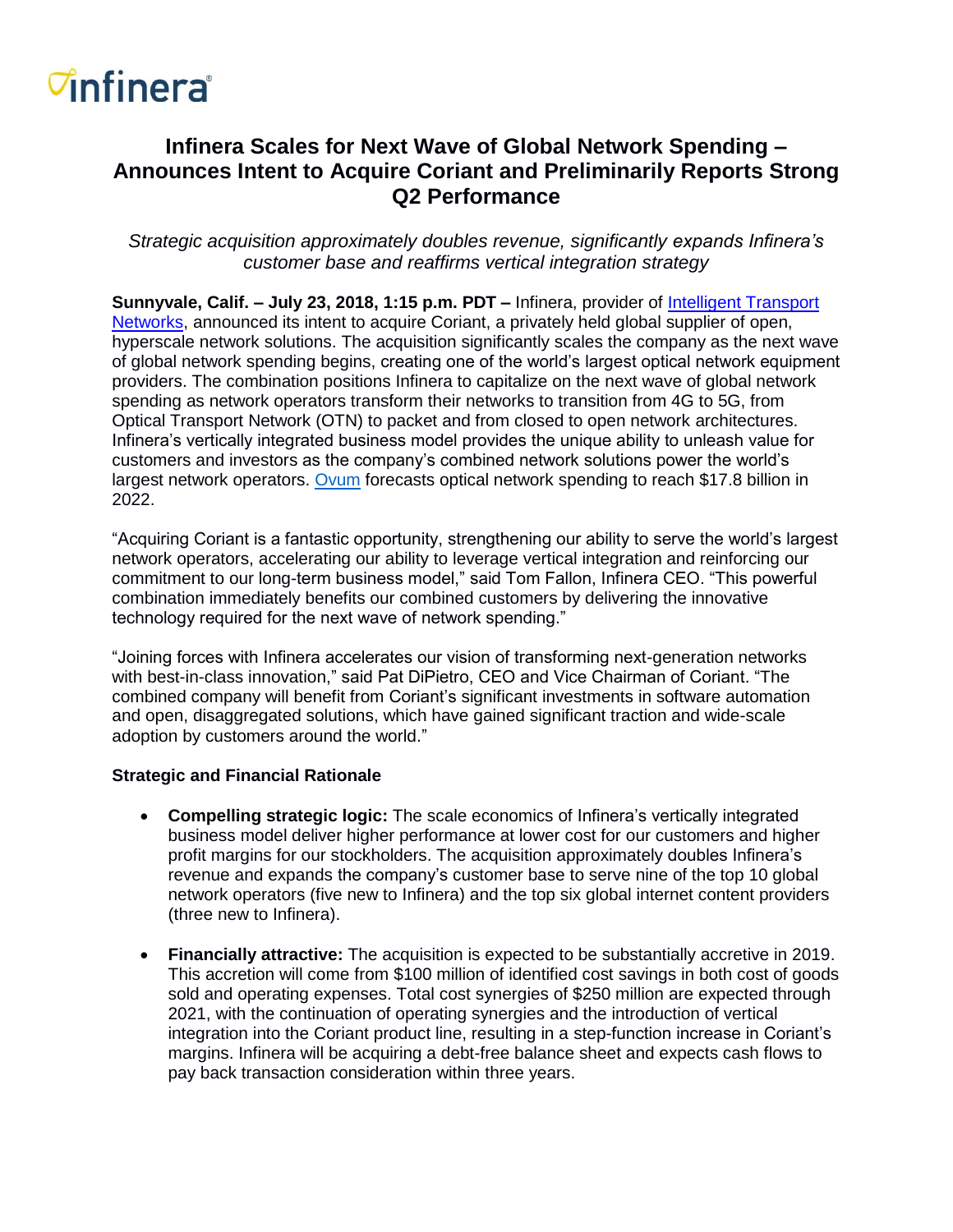# Infinera Scales for Next Wave of Global Network Spending – Announces Intent to Acquire Coriant and Preliminarily Reports Strong Q2 Performance

*Strategic acquisition approximately doubles revenue, significantly expands Infinera's customer base and reaffirms vertical integration strategy*

**Sunnyvale, Calif. – July 23, 2018, 1:15 p.m. PDT –** Infinera, provider of Intelligent Transport Networks, announced its intent to acquire Coriant, a privately held global supplier of open, hyperscale network solutions. The acquisition significantly scales the company as the next wave of global network spending begins, creating one of the world's largest optical network equipment providers. The combination positions Infinera to capitalize on the next wave of global network spending as network operators transform their networks to transition from 4G to 5G, from Optical Transport Network (OTN) to packet and from closed to open network architectures. Infinera's vertically integrated business model provides the unique ability to unleash value for customers and investors as the company's combined network solutions power the world's largest network operators. Ovum forecasts optical network spending to reach $17.8 billion in 2022.

"Acquiring Coriant is a fantastic opportunity, strengthening our ability to serve the world's largest network operators, accelerating our ability to leverage vertical integration and reinforcing our commitment to our long-term business model," said Tom Fallon, Infinera CEO. "This powerful combination immediately benefits our combined customers by delivering the innovative technology required for the next wave of network spending."

"Joining forces with Infinera accelerates our vision of transforming next-generation networks with best-in-class innovation," said Pat DiPietro, CEO and Vice Chairman of Coriant. "The combined company will benefit from Coriant's significant investments in software automation and open, disaggregated solutions, which have gained significant traction and wide-scale adoption by customers around the world."

**Strategic and Financial Rationale**

- **Compelling strategic logic:** The scale economics of Infinera's vertically integrated business model deliver higher performance at lower cost for our customers and higher profit margins for our stockholders. The acquisition approximately doubles Infinera's revenue and expands the company's customer base to serve nine of the top 10 global network operators (five new to Infinera) and the top six global internet content providers (three new to Infinera).

- **Financially attractive:** The acquisition is expected to be substantially accretive in 2019. This accretion will come from $100 million of identified cost savings in both cost of goods sold and operating expenses. Total cost synergies of $250 million are expected through 2021, with the continuation of operating synergies and the introduction of vertical integration into the Coriant product line, resulting in a step-function increase in Coriant's margins. Infinera will be acquiring a debt-free balance sheet and expects cash flows to pay back transaction consideration within three years.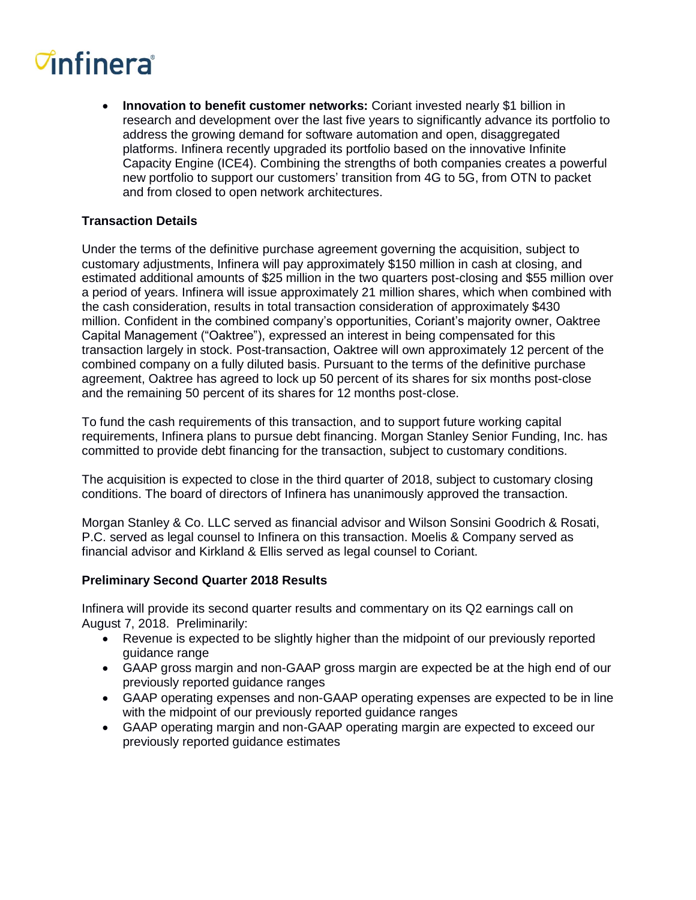- **Innovation to benefit customer networks:** Coriant invested nearly $1 billion in research and development over the last five years to significantly advance its portfolio to address the growing demand for software automation and open, disaggregated platforms. Infinera recently upgraded its portfolio based on the innovative Infinite Capacity Engine (ICE4). Combining the strengths of both companies creates a powerful new portfolio to support our customers' transition from 4G to 5G, from OTN to packet and from closed to open network architectures.

**Transaction Details**

Under the terms of the definitive purchase agreement governing the acquisition, subject to customary adjustments, Infinera will pay approximately $150 million in cash at closing, and estimated additional amounts of $25 million in the two quarters post-closing and $55 million over a period of years. Infinera will issue approximately 21 million shares, which when combined with the cash consideration, results in total transaction consideration of approximately $430 million. Confident in the combined company's opportunities, Coriant's majority owner, Oaktree Capital Management ("Oaktree"), expressed an interest in being compensated for this transaction largely in stock. Post-transaction, Oaktree will own approximately 12 percent of the combined company on a fully diluted basis. Pursuant to the terms of the definitive purchase agreement, Oaktree has agreed to lock up 50 percent of its shares for six months post-close and the remaining 50 percent of its shares for 12 months post-close.

To fund the cash requirements of this transaction, and to support future working capital requirements, Infinera plans to pursue debt financing. Morgan Stanley Senior Funding, Inc. has committed to provide debt financing for the transaction, subject to customary conditions.

The acquisition is expected to close in the third quarter of 2018, subject to customary closing conditions. The board of directors of Infinera has unanimously approved the transaction.

Morgan Stanley & Co. LLC served as financial advisor and Wilson Sonsini Goodrich & Rosati, P.C. served as legal counsel to Infinera on this transaction. Moelis & Company served as financial advisor and Kirkland & Ellis served as legal counsel to Coriant.

**Preliminary Second Quarter 2018 Results**

Infinera will provide its second quarter results and commentary on its Q2 earnings call on August 7, 2018. Preliminarily:

- Revenue is expected to be slightly higher than the midpoint of our previously reported guidance range
- GAAP gross margin and non-GAAP gross margin are expected be at the high end of our previously reported guidance ranges
- GAAP operating expenses and non-GAAP operating expenses are expected to be in line with the midpoint of our previously reported guidance ranges
- GAAP operating margin and non-GAAP operating margin are expected to exceed our previously reported guidance estimates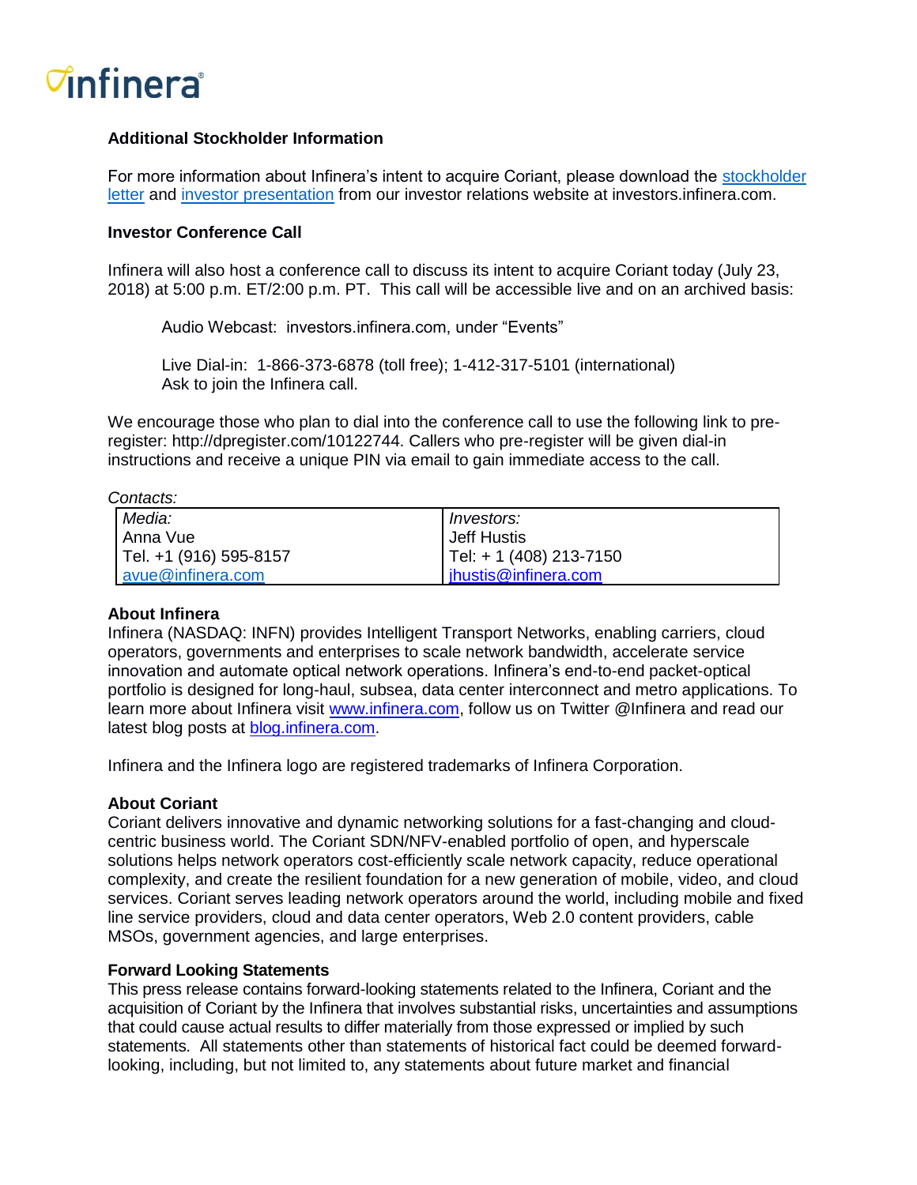infinera

**Additional Stockholder Information**

For more information about Infinera's intent to acquire Coriant, please download the stockholder letter and investor presentation from our investor relations website at investors.infinera.com.

**Investor Conference Call**

Infinera will also host a conference call to discuss its intent to acquire Coriant today (July 23, 2018) at 5:00 p.m. ET/2:00 p.m. PT. This call will be accessible live and on an archived basis:

> Audio Webcast: investors.infinera.com, under "Events"
>
> Live Dial-in: 1-866-373-6878 (toll free); 1-412-317-5101 (international)
> Ask to join the Infinera call.

We encourage those who plan to dial into the conference call to use the following link to pre-register: http://dpregister.com/10122744. Callers who pre-register will be given dial-in instructions and receive a unique PIN via email to gain immediate access to the call.

*Contacts:*

| *Media:* | *Investors:* |
|---|---|
| Anna Vue | Jeff Hustis |
| Tel. +1 (916) 595-8157 | Tel: + 1 (408) 213-7150 |
| avue@infinera.com | jhustis@infinera.com |

**About Infinera**
Infinera (NASDAQ: INFN) provides Intelligent Transport Networks, enabling carriers, cloud operators, governments and enterprises to scale network bandwidth, accelerate service innovation and automate optical network operations. Infinera's end-to-end packet-optical portfolio is designed for long-haul, subsea, data center interconnect and metro applications. To learn more about Infinera visit www.infinera.com, follow us on Twitter @Infinera and read our latest blog posts at blog.infinera.com.

Infinera and the Infinera logo are registered trademarks of Infinera Corporation.

**About Coriant**
Coriant delivers innovative and dynamic networking solutions for a fast-changing and cloud-centric business world. The Coriant SDN/NFV-enabled portfolio of open, and hyperscale solutions helps network operators cost-efficiently scale network capacity, reduce operational complexity, and create the resilient foundation for a new generation of mobile, video, and cloud services. Coriant serves leading network operators around the world, including mobile and fixed line service providers, cloud and data center operators, Web 2.0 content providers, cable MSOs, government agencies, and large enterprises.

**Forward Looking Statements**
This press release contains forward-looking statements related to the Infinera, Coriant and the acquisition of Coriant by the Infinera that involves substantial risks, uncertainties and assumptions that could cause actual results to differ materially from those expressed or implied by such statements. All statements other than statements of historical fact could be deemed forward-looking, including, but not limited to, any statements about future market and financial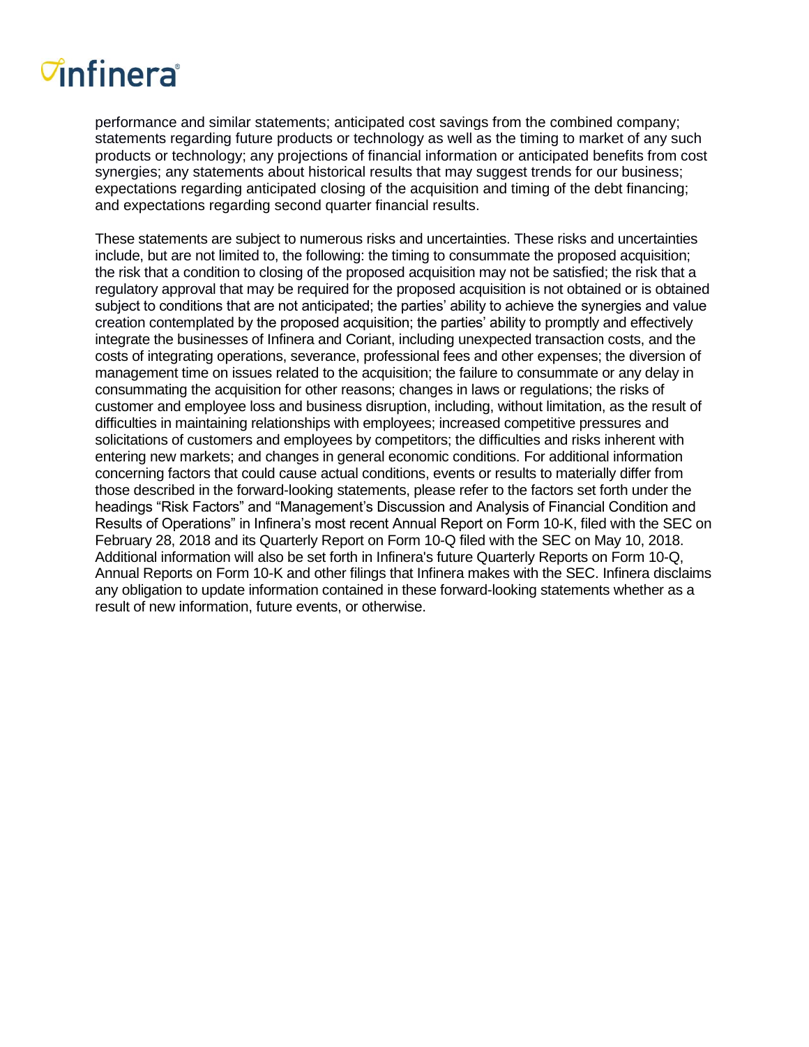performance and similar statements; anticipated cost savings from the combined company; statements regarding future products or technology as well as the timing to market of any such products or technology; any projections of financial information or anticipated benefits from cost synergies; any statements about historical results that may suggest trends for our business; expectations regarding anticipated closing of the acquisition and timing of the debt financing; and expectations regarding second quarter financial results.

These statements are subject to numerous risks and uncertainties. These risks and uncertainties include, but are not limited to, the following: the timing to consummate the proposed acquisition; the risk that a condition to closing of the proposed acquisition may not be satisfied; the risk that a regulatory approval that may be required for the proposed acquisition is not obtained or is obtained subject to conditions that are not anticipated; the parties' ability to achieve the synergies and value creation contemplated by the proposed acquisition; the parties' ability to promptly and effectively integrate the businesses of Infinera and Coriant, including unexpected transaction costs, and the costs of integrating operations, severance, professional fees and other expenses; the diversion of management time on issues related to the acquisition; the failure to consummate or any delay in consummating the acquisition for other reasons; changes in laws or regulations; the risks of customer and employee loss and business disruption, including, without limitation, as the result of difficulties in maintaining relationships with employees; increased competitive pressures and solicitations of customers and employees by competitors; the difficulties and risks inherent with entering new markets; and changes in general economic conditions. For additional information concerning factors that could cause actual conditions, events or results to materially differ from those described in the forward-looking statements, please refer to the factors set forth under the headings "Risk Factors" and "Management's Discussion and Analysis of Financial Condition and Results of Operations" in Infinera's most recent Annual Report on Form 10-K, filed with the SEC on February 28, 2018 and its Quarterly Report on Form 10-Q filed with the SEC on May 10, 2018. Additional information will also be set forth in Infinera's future Quarterly Reports on Form 10-Q, Annual Reports on Form 10-K and other filings that Infinera makes with the SEC. Infinera disclaims any obligation to update information contained in these forward-looking statements whether as a result of new information, future events, or otherwise.